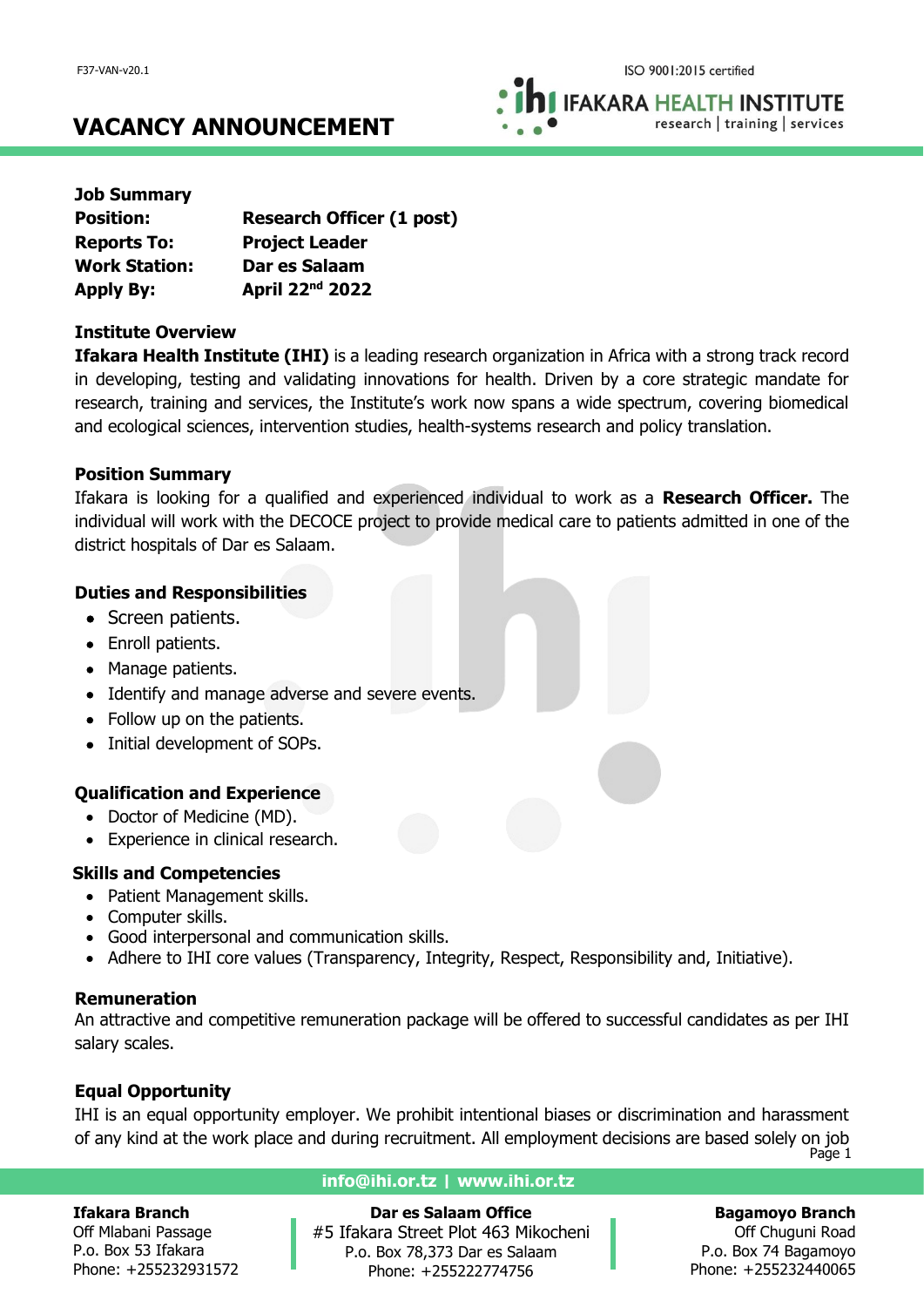F37-VAN-v20.1

ISO 9001:2015 certified

IFAKARA HEALTH INSTITUTE
research | training | services

# VACANCY ANNOUNCEMENT

**Job Summary**

| | |
|---|---|
| **Position:** | **Research Officer (1 post)** |
| **Reports To:** | **Project Leader** |
| **Work Station:** | **Dar es Salaam** |
| **Apply By:** | **April 22nd 2022** |

**Institute Overview**

**Ifakara Health Institute (IHI)** is a leading research organization in Africa with a strong track record in developing, testing and validating innovations for health. Driven by a core strategic mandate for research, training and services, the Institute's work now spans a wide spectrum, covering biomedical and ecological sciences, intervention studies, health-systems research and policy translation.

**Position Summary**

Ifakara is looking for a qualified and experienced individual to work as a **Research Officer.** The individual will work with the DECOCE project to provide medical care to patients admitted in one of the district hospitals of Dar es Salaam.

**Duties and Responsibilities**

- Screen patients.
- Enroll patients.
- Manage patients.
- Identify and manage adverse and severe events.
- Follow up on the patients.
- Initial development of SOPs.

**Qualification and Experience**

- Doctor of Medicine (MD).
- Experience in clinical research.

**Skills and Competencies**

- Patient Management skills.
- Computer skills.
- Good interpersonal and communication skills.
- Adhere to IHI core values (Transparency, Integrity, Respect, Responsibility and, Initiative).

**Remuneration**

An attractive and competitive remuneration package will be offered to successful candidates as per IHI salary scales.

**Equal Opportunity**

IHI is an equal opportunity employer. We prohibit intentional biases or discrimination and harassment of any kind at the work place and during recruitment. All employment decisions are based solely on job

info@ihi.or.tz | www.ihi.or.tz

**Ifakara Branch**
Off Mlabani Passage
P.o. Box 53 Ifakara
Phone: +255232931572

**Dar es Salaam Office**
#5 Ifakara Street Plot 463 Mikocheni
P.o. Box 78,373 Dar es Salaam
Phone: +255222774756

**Bagamoyo Branch**
Off Chuguni Road
P.o. Box 74 Bagamoyo
Phone: +255232440065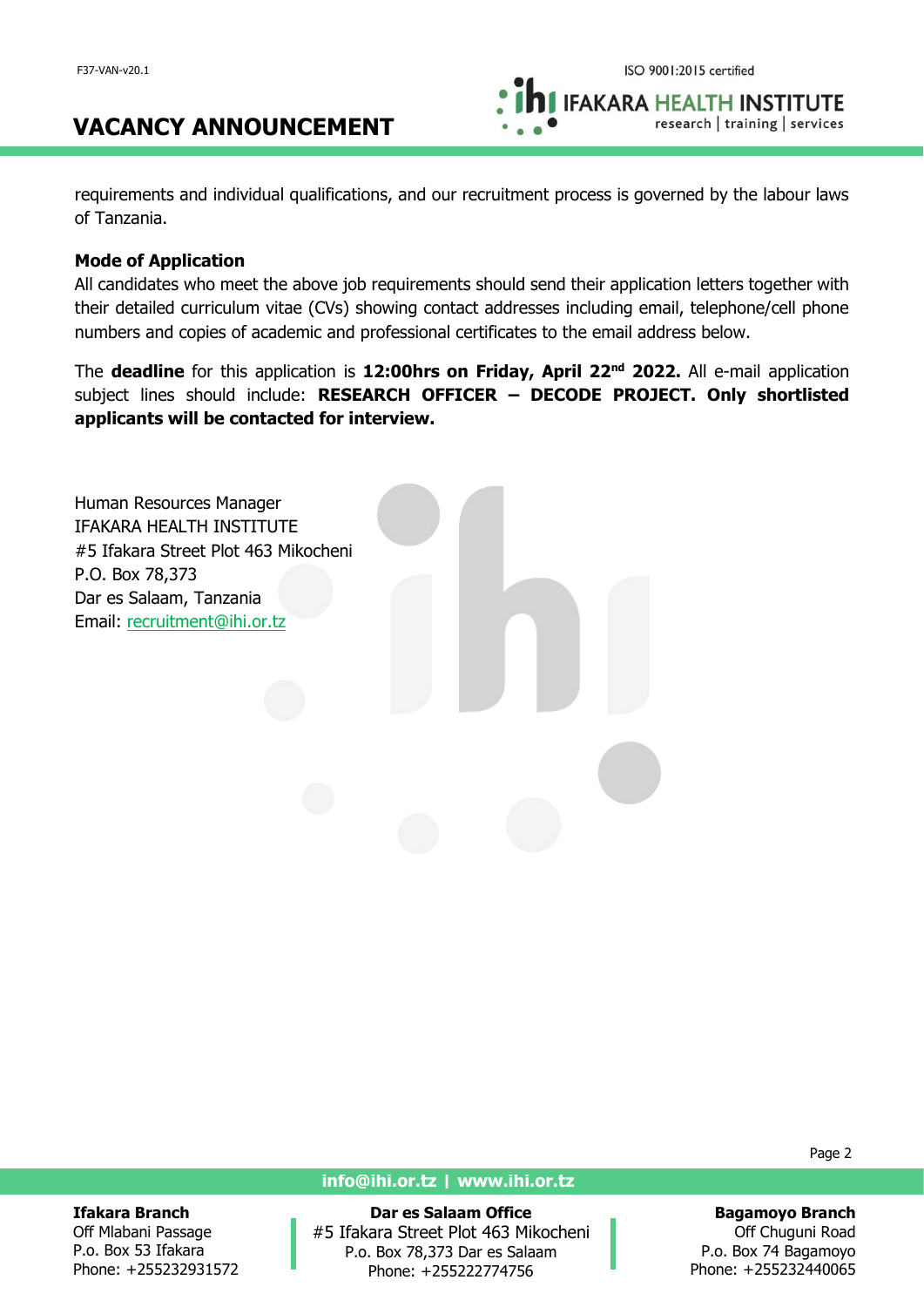requirements and individual qualifications, and our recruitment process is governed by the labour laws of Tanzania.

**Mode of Application**

All candidates who meet the above job requirements should send their application letters together with their detailed curriculum vitae (CVs) showing contact addresses including email, telephone/cell phone numbers and copies of academic and professional certificates to the email address below.

The **deadline** for this application is **12:00hrs on Friday, April 22nd 2022.** All e-mail application subject lines should include: **RESEARCH OFFICER – DECODE PROJECT. Only shortlisted applicants will be contacted for interview.**

Human Resources Manager
IFAKARA HEALTH INSTITUTE
#5 Ifakara Street Plot 463 Mikocheni
P.O. Box 78,373
Dar es Salaam, Tanzania
Email: recruitment@ihi.or.tz